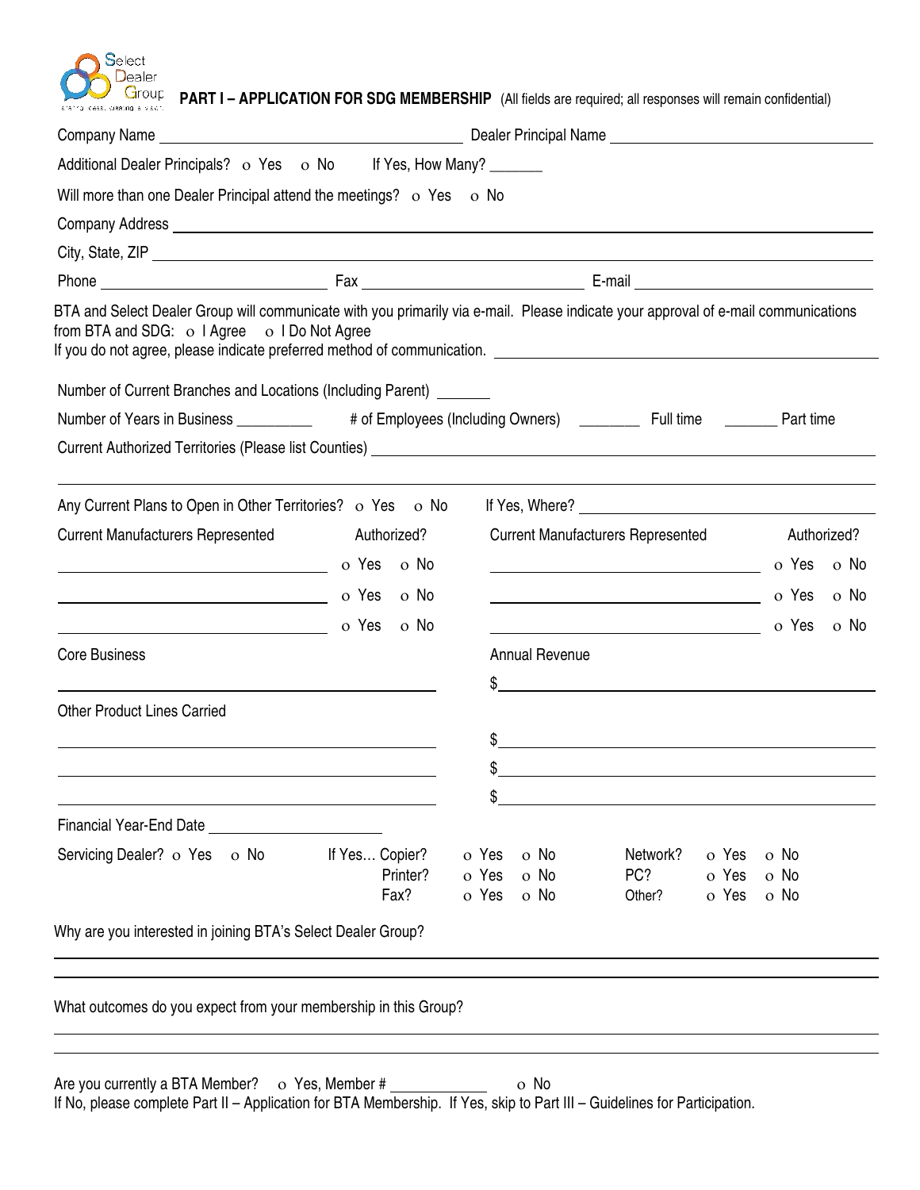Select Dealer Group

## PART I – APPLICATION FOR SDG MEMBERSHIP (All fields are required; all responses will remain confidential)

Company Name ______________________ Dealer Principal Name ______________________

Additional Dealer Principals? o Yes o No If Yes, How Many? _______

Will more than one Dealer Principal attend the meetings? o Yes o No

Company Address ______________________

City, State, ZIP ______________________

Phone ______________ Fax ______________ E-mail ______________

BTA and Select Dealer Group will communicate with you primarily via e-mail. Please indicate your approval of e-mail communications from BTA and SDG: o I Agree o I Do Not Agree
If you do not agree, please indicate preferred method of communication. ______________________

Number of Current Branches and Locations (Including Parent) _______

Number of Years in Business __________ # of Employees (Including Owners) ________ Full time _______ Part time

Current Authorized Territories (Please list Counties) ______________________

______________________

Any Current Plans to Open in Other Territories? o Yes o No If Yes, Where? ______________________

| Current Manufacturers Represented | Authorized? | Current Manufacturers Represented | Authorized? |
| --- | --- | --- | --- |
| ______________ | o Yes o No | ______________ | o Yes o No |
| ______________ | o Yes o No | ______________ | o Yes o No |
| ______________ | o Yes o No | ______________ | o Yes o No |

Core Business ______________________ Annual Revenue $______________________

Other Product Lines Carried

______________________ $______________________

______________________ $______________________

______________________ $______________________

Financial Year-End Date ______________________

Servicing Dealer? o Yes o No If Yes… Copier? o Yes o No Network? o Yes o No
Printer? o Yes o No PC? o Yes o No
Fax? o Yes o No Other? o Yes o No

Why are you interested in joining BTA's Select Dealer Group?

______________________

______________________

What outcomes do you expect from your membership in this Group?

______________________

______________________

Are you currently a BTA Member? o Yes, Member # ____________ o No
If No, please complete Part II – Application for BTA Membership. If Yes, skip to Part III – Guidelines for Participation.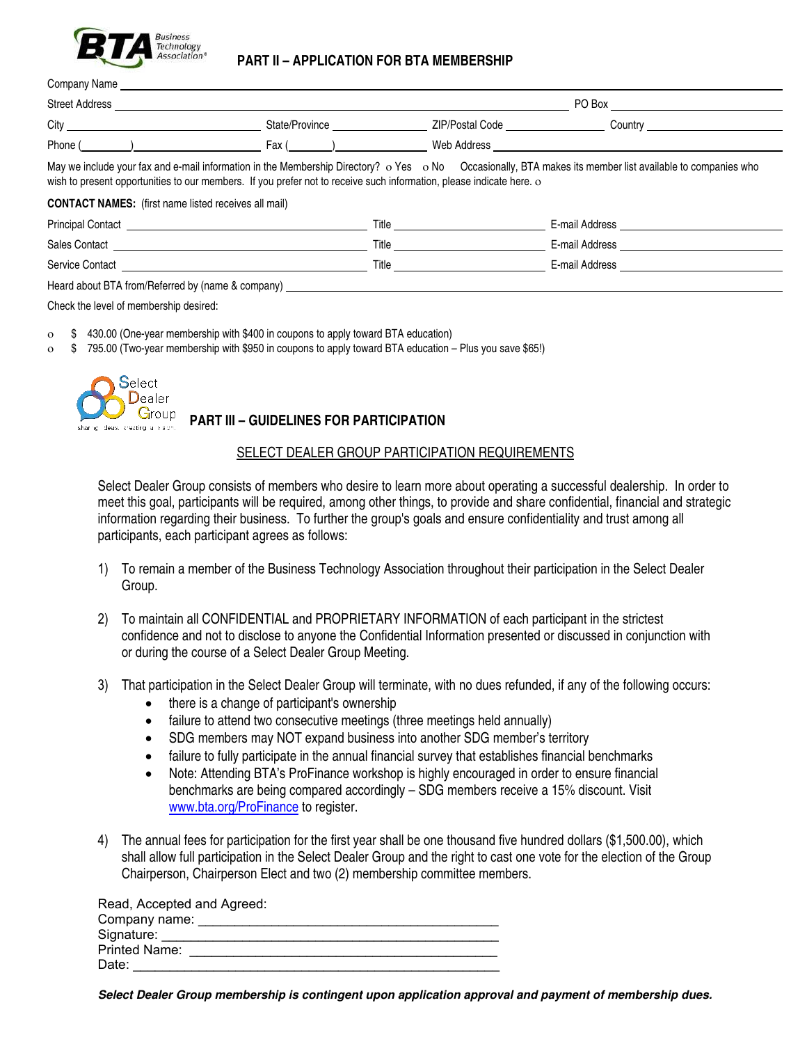## PART II – APPLICATION FOR BTA MEMBERSHIP

Company Name ____________________

Street Address ____________________ PO Box ____________________

City ____________________ State/Province ____________ ZIP/Postal Code ____________ Country ____________

Phone (______) ____________________ Fax (______) ____________ Web Address ____________________

May we include your fax and e-mail information in the Membership Directory? o Yes o No Occasionally, BTA makes its member list available to companies who wish to present opportunities to our members. If you prefer not to receive such information, please indicate here. o

**CONTACT NAMES:** (first name listed receives all mail)

Principal Contact ____________________ Title ____________ E-mail Address ____________

Sales Contact ____________________ Title ____________ E-mail Address ____________

Service Contact ____________________ Title ____________ E-mail Address ____________

Heard about BTA from/Referred by (name & company) ____________________

Check the level of membership desired:

- o $ 430.00 (One-year membership with $400 in coupons to apply toward BTA education)
- o $ 795.00 (Two-year membership with $950 in coupons to apply toward BTA education – Plus you save $65!)

## PART III – GUIDELINES FOR PARTICIPATION

### SELECT DEALER GROUP PARTICIPATION REQUIREMENTS

Select Dealer Group consists of members who desire to learn more about operating a successful dealership. In order to meet this goal, participants will be required, among other things, to provide and share confidential, financial and strategic information regarding their business. To further the group's goals and ensure confidentiality and trust among all participants, each participant agrees as follows:

1) To remain a member of the Business Technology Association throughout their participation in the Select Dealer Group.

2) To maintain all CONFIDENTIAL and PROPRIETARY INFORMATION of each participant in the strictest confidence and not to disclose to anyone the Confidential Information presented or discussed in conjunction with or during the course of a Select Dealer Group Meeting.

3) That participation in the Select Dealer Group will terminate, with no dues refunded, if any of the following occurs:
   - there is a change of participant's ownership
   - failure to attend two consecutive meetings (three meetings held annually)
   - SDG members may NOT expand business into another SDG member's territory
   - failure to fully participate in the annual financial survey that establishes financial benchmarks
   - Note: Attending BTA's ProFinance workshop is highly encouraged in order to ensure financial benchmarks are being compared accordingly – SDG members receive a 15% discount. Visit www.bta.org/ProFinance to register.

4) The annual fees for participation for the first year shall be one thousand five hundred dollars ($1,500.00), which shall allow full participation in the Select Dealer Group and the right to cast one vote for the election of the Group Chairperson, Chairperson Elect and two (2) membership committee members.

Read, Accepted and Agreed:
Company name: ____________________
Signature: ____________________
Printed Name: ____________________
Date: ____________________

***Select Dealer Group membership is contingent upon application approval and payment of membership dues.***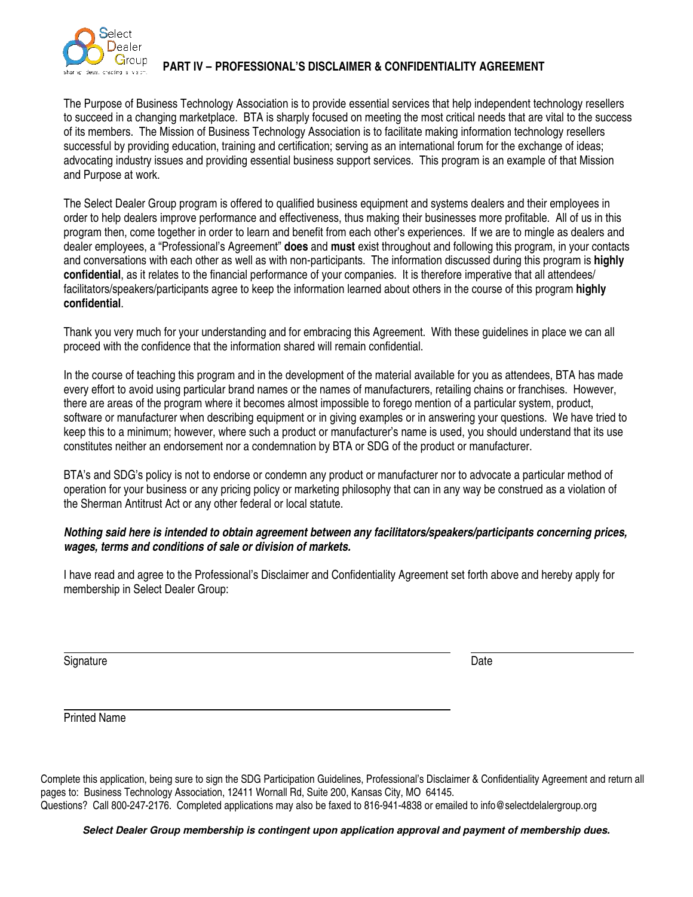## PART IV – PROFESSIONAL'S DISCLAIMER & CONFIDENTIALITY AGREEMENT

The Purpose of Business Technology Association is to provide essential services that help independent technology resellers to succeed in a changing marketplace. BTA is sharply focused on meeting the most critical needs that are vital to the success of its members. The Mission of Business Technology Association is to facilitate making information technology resellers successful by providing education, training and certification; serving as an international forum for the exchange of ideas; advocating industry issues and providing essential business support services. This program is an example of that Mission and Purpose at work.

The Select Dealer Group program is offered to qualified business equipment and systems dealers and their employees in order to help dealers improve performance and effectiveness, thus making their businesses more profitable. All of us in this program then, come together in order to learn and benefit from each other's experiences. If we are to mingle as dealers and dealer employees, a "Professional's Agreement" **does** and **must** exist throughout and following this program, in your contacts and conversations with each other as well as with non-participants. The information discussed during this program is **highly confidential**, as it relates to the financial performance of your companies. It is therefore imperative that all attendees/ facilitators/speakers/participants agree to keep the information learned about others in the course of this program **highly confidential**.

Thank you very much for your understanding and for embracing this Agreement. With these guidelines in place we can all proceed with the confidence that the information shared will remain confidential.

In the course of teaching this program and in the development of the material available for you as attendees, BTA has made every effort to avoid using particular brand names or the names of manufacturers, retailing chains or franchises. However, there are areas of the program where it becomes almost impossible to forego mention of a particular system, product, software or manufacturer when describing equipment or in giving examples or in answering your questions. We have tried to keep this to a minimum; however, where such a product or manufacturer's name is used, you should understand that its use constitutes neither an endorsement nor a condemnation by BTA or SDG of the product or manufacturer.

BTA's and SDG's policy is not to endorse or condemn any product or manufacturer nor to advocate a particular method of operation for your business or any pricing policy or marketing philosophy that can in any way be construed as a violation of the Sherman Antitrust Act or any other federal or local statute.

***Nothing said here is intended to obtain agreement between any facilitators/speakers/participants concerning prices, wages, terms and conditions of sale or division of markets.***

I have read and agree to the Professional's Disclaimer and Confidentiality Agreement set forth above and hereby apply for membership in Select Dealer Group:

Signature ______________________________ Date ______________

Printed Name ______________________________

Complete this application, being sure to sign the SDG Participation Guidelines, Professional's Disclaimer & Confidentiality Agreement and return all pages to: Business Technology Association, 12411 Wornall Rd, Suite 200, Kansas City, MO 64145.
Questions? Call 800-247-2176. Completed applications may also be faxed to 816-941-4838 or emailed to info@selectdelalergroup.org

***Select Dealer Group membership is contingent upon application approval and payment of membership dues.***